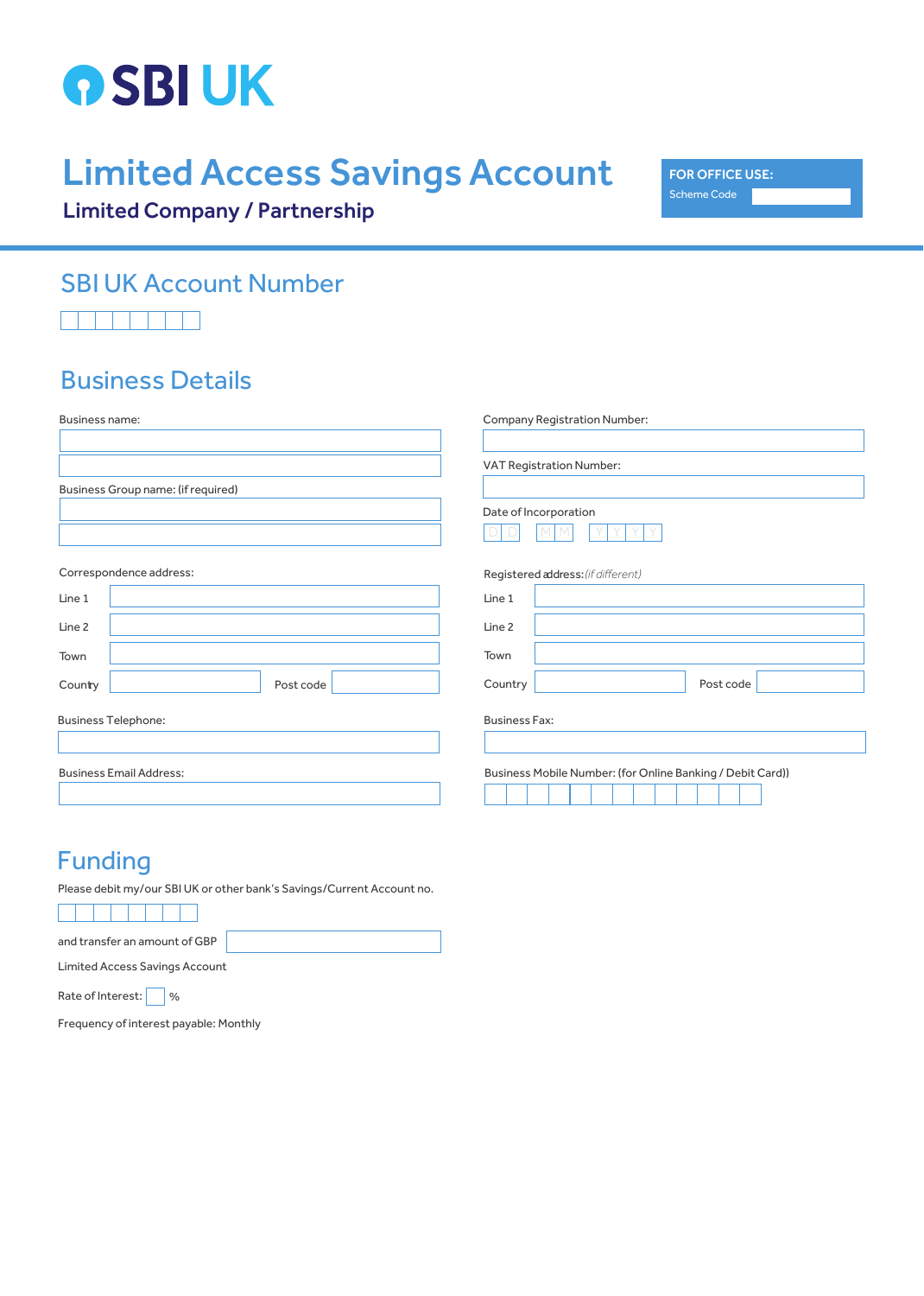# SBI UK

# Limited Access Savings Account

## Limited Company / Partnership

**FOR OFFICE USE:**
Scheme Code

## SBI UK Account Number

## Business Details

Business name:

Business Group name: (if required)

Company Registration Number:

VAT Registration Number:

Date of Incorporation
D D M M Y Y Y Y

Correspondence address:

Line 1

Line 2

Town

Country Post code

Registered address: *(if different)*

Line 1

Line 2

Town

Country Post code

Business Telephone:

Business Fax:

Business Email Address:

Business Mobile Number: (for Online Banking / Debit Card))

## Funding

Please debit my/our SBI UK or other bank's Savings/Current Account no.

and transfer an amount of GBP

Limited Access Savings Account

Rate of Interest: %

Frequency of interest payable: Monthly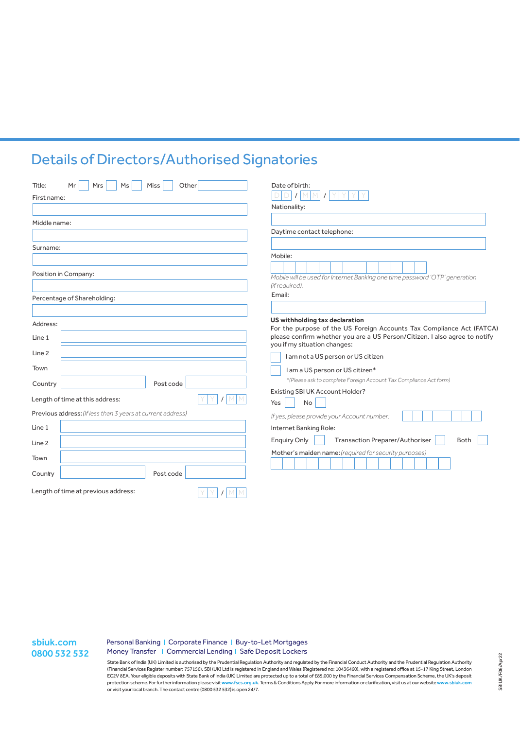# Details of Directors/Authorised Signatories

Title: Mr ☐ Mrs ☐ Ms ☐ Miss ☐ Other ______

First name:

Middle name:

Surname:

Position in Company:

Percentage of Shareholding:

Address:

Line 1

Line 2

Town

Country                Post code

Length of time at this address: Y Y / M M

Previous address: *(If less than 3 years at current address)*

Line 1

Line 2

Town

Country                Post code

Length of time at previous address: Y Y / M M

Date of birth: D D / M M / Y Y Y Y

Nationality:

Daytime contact telephone:

Mobile:

*Mobile will be used for Internet Banking one time password 'OTP' generation (if required).*

Email:

**US withholding tax declaration**

For the purpose of the US Foreign Accounts Tax Compliance Act (FATCA) please confirm whether you are a US Person/Citizen. I also agree to notify you if my situation changes:

☐ I am not a US person or US citizen

☐ I am a US person or US citizen*

*\*(Please ask to complete Foreign Account Tax Compliance Act form)*

Existing SBI UK Account Holder?

Yes ☐ No ☐

*If yes, please provide your Account number:*

Internet Banking Role:

Enquiry Only ☐ Transaction Preparer/Authoriser ☐ Both ☐

Mother's maiden name: *(required for security purposes)*

sbiuk.com
0800 532 532

Personal Banking | Corporate Finance | Buy-to-Let Mortgages
Money Transfer | Commercial Lending | Safe Deposit Lockers

State Bank of India (UK) Limited is authorised by the Prudential Regulation Authority and regulated by the Financial Conduct Authority and the Prudential Regulation Authority (Financial Services Register number: 757156). SBI (UK) Ltd is registered in England and Wales (Registered no: 10436460), with a registered office at 15-17 King Street, London EC2V 8EA. Your eligible deposits with State Bank of India (UK) Limited are protected up to a total of £85,000 by the Financial Services Compensation Scheme, the UK's deposit protection scheme. For further information please visit www.fscs.org.uk. Terms & Conditions Apply. For more information or clarification, visit us at our website www.sbiuk.com or visit your local branch. The contact centre (0800 532 532) is open 24/7.

SBIUK/F06/Apr22